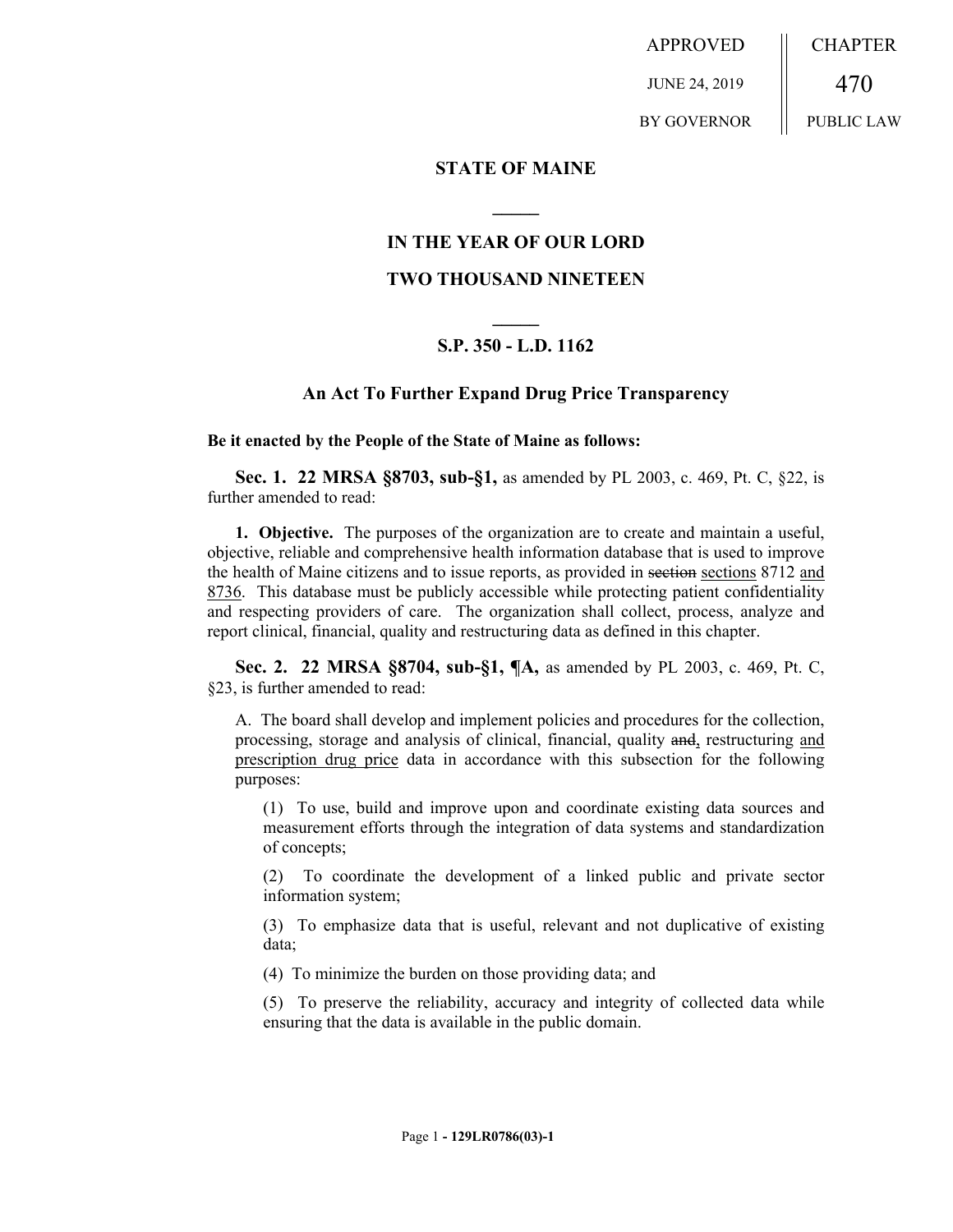APPROVED JUNE 24, 2019 BY GOVERNOR

CHAPTER 470 PUBLIC LAW

## STATE OF MAINE

### IN THE YEAR OF OUR LORD

### TWO THOUSAND NINETEEN

### S.P. 350 - L.D. 1162

### An Act To Further Expand Drug Price Transparency

**Be it enacted by the People of the State of Maine as follows:**

**Sec. 1. 22 MRSA §8703, sub-§1,** as amended by PL 2003, c. 469, Pt. C, §22, is further amended to read:

**1. Objective.** The purposes of the organization are to create and maintain a useful, objective, reliable and comprehensive health information database that is used to improve the health of Maine citizens and to issue reports, as provided in ~~section~~ sections 8712 and 8736. This database must be publicly accessible while protecting patient confidentiality and respecting providers of care. The organization shall collect, process, analyze and report clinical, financial, quality and restructuring data as defined in this chapter.

**Sec. 2. 22 MRSA §8704, sub-§1, ¶A,** as amended by PL 2003, c. 469, Pt. C, §23, is further amended to read:

A. The board shall develop and implement policies and procedures for the collection, processing, storage and analysis of clinical, financial, quality ~~and~~, restructuring and prescription drug price data in accordance with this subsection for the following purposes:

(1) To use, build and improve upon and coordinate existing data sources and measurement efforts through the integration of data systems and standardization of concepts;

(2) To coordinate the development of a linked public and private sector information system;

(3) To emphasize data that is useful, relevant and not duplicative of existing data;

(4) To minimize the burden on those providing data; and

(5) To preserve the reliability, accuracy and integrity of collected data while ensuring that the data is available in the public domain.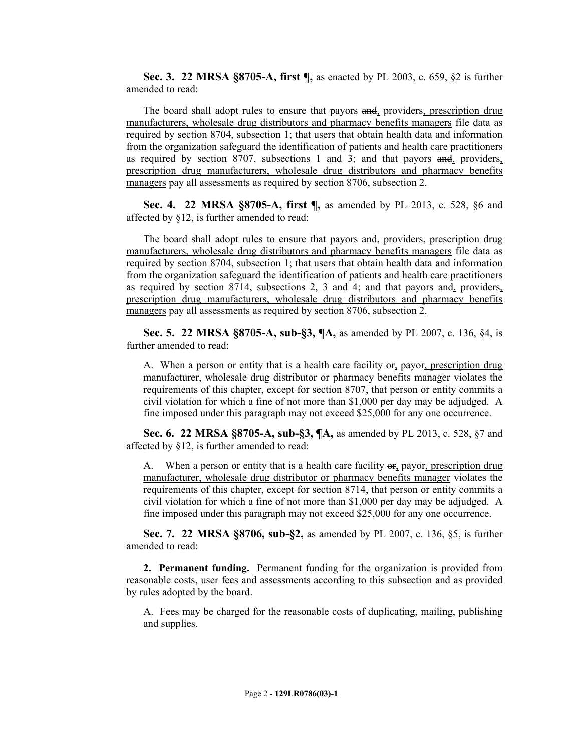**Sec. 3. 22 MRSA §8705-A, first ¶,** as enacted by PL 2003, c. 659, §2 is further amended to read:

The board shall adopt rules to ensure that payors ~~and~~, providers<u>, prescription drug manufacturers, wholesale drug distributors and pharmacy benefits managers</u> file data as required by section 8704, subsection 1; that users that obtain health data and information from the organization safeguard the identification of patients and health care practitioners as required by section 8707, subsections 1 and 3; and that payors ~~and~~, providers<u>, prescription drug manufacturers, wholesale drug distributors and pharmacy benefits managers</u> pay all assessments as required by section 8706, subsection 2.

**Sec. 4. 22 MRSA §8705-A, first ¶,** as amended by PL 2013, c. 528, §6 and affected by §12, is further amended to read:

The board shall adopt rules to ensure that payors ~~and~~, providers<u>, prescription drug manufacturers, wholesale drug distributors and pharmacy benefits managers</u> file data as required by section 8704, subsection 1; that users that obtain health data and information from the organization safeguard the identification of patients and health care practitioners as required by section 8714, subsections 2, 3 and 4; and that payors ~~and~~, providers<u>, prescription drug manufacturers, wholesale drug distributors and pharmacy benefits managers</u> pay all assessments as required by section 8706, subsection 2.

**Sec. 5. 22 MRSA §8705-A, sub-§3, ¶A,** as amended by PL 2007, c. 136, §4, is further amended to read:

A. When a person or entity that is a health care facility ~~or~~, payor<u>, prescription drug manufacturer, wholesale drug distributor or pharmacy benefits manager</u> violates the requirements of this chapter, except for section 8707, that person or entity commits a civil violation for which a fine of not more than $1,000 per day may be adjudged. A fine imposed under this paragraph may not exceed $25,000 for any one occurrence.

**Sec. 6. 22 MRSA §8705-A, sub-§3, ¶A,** as amended by PL 2013, c. 528, §7 and affected by §12, is further amended to read:

A. When a person or entity that is a health care facility ~~or~~, payor<u>, prescription drug manufacturer, wholesale drug distributor or pharmacy benefits manager</u> violates the requirements of this chapter, except for section 8714, that person or entity commits a civil violation for which a fine of not more than $1,000 per day may be adjudged. A fine imposed under this paragraph may not exceed $25,000 for any one occurrence.

**Sec. 7. 22 MRSA §8706, sub-§2,** as amended by PL 2007, c. 136, §5, is further amended to read:

**2. Permanent funding.** Permanent funding for the organization is provided from reasonable costs, user fees and assessments according to this subsection and as provided by rules adopted by the board.

A. Fees may be charged for the reasonable costs of duplicating, mailing, publishing and supplies.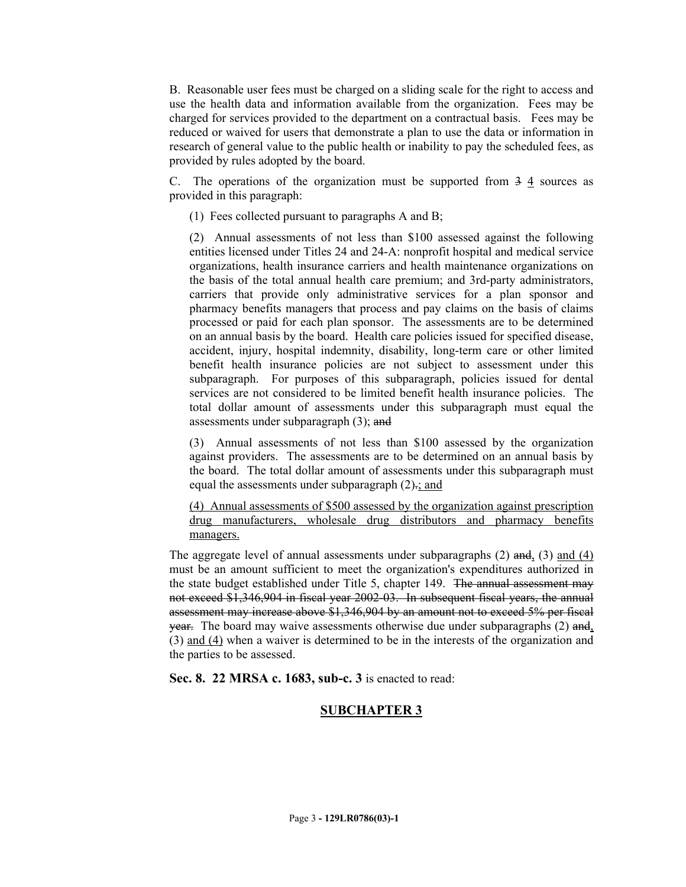B. Reasonable user fees must be charged on a sliding scale for the right to access and use the health data and information available from the organization. Fees may be charged for services provided to the department on a contractual basis. Fees may be reduced or waived for users that demonstrate a plan to use the data or information in research of general value to the public health or inability to pay the scheduled fees, as provided by rules adopted by the board.

C. The operations of the organization must be supported from ~~3~~ 4 sources as provided in this paragraph:

(1) Fees collected pursuant to paragraphs A and B;

(2) Annual assessments of not less than $100 assessed against the following entities licensed under Titles 24 and 24-A: nonprofit hospital and medical service organizations, health insurance carriers and health maintenance organizations on the basis of the total annual health care premium; and 3rd-party administrators, carriers that provide only administrative services for a plan sponsor and pharmacy benefits managers that process and pay claims on the basis of claims processed or paid for each plan sponsor. The assessments are to be determined on an annual basis by the board. Health care policies issued for specified disease, accident, injury, hospital indemnity, disability, long-term care or other limited benefit health insurance policies are not subject to assessment under this subparagraph. For purposes of this subparagraph, policies issued for dental services are not considered to be limited benefit health insurance policies. The total dollar amount of assessments under this subparagraph must equal the assessments under subparagraph (3); ~~and~~

(3) Annual assessments of not less than $100 assessed by the organization against providers. The assessments are to be determined on an annual basis by the board. The total dollar amount of assessments under this subparagraph must equal the assessments under subparagraph (2)~~.~~; and

(4) Annual assessments of $500 assessed by the organization against prescription drug manufacturers, wholesale drug distributors and pharmacy benefits managers.

The aggregate level of annual assessments under subparagraphs (2) ~~and~~, (3) and (4) must be an amount sufficient to meet the organization's expenditures authorized in the state budget established under Title 5, chapter 149. ~~The annual assessment may not exceed $1,346,904 in fiscal year 2002-03. In subsequent fiscal years, the annual assessment may increase above $1,346,904 by an amount not to exceed 5% per fiscal year.~~ The board may waive assessments otherwise due under subparagraphs (2) ~~and~~, (3) and (4) when a waiver is determined to be in the interests of the organization and the parties to be assessed.

**Sec. 8. 22 MRSA c. 1683, sub-c. 3** is enacted to read:

## SUBCHAPTER 3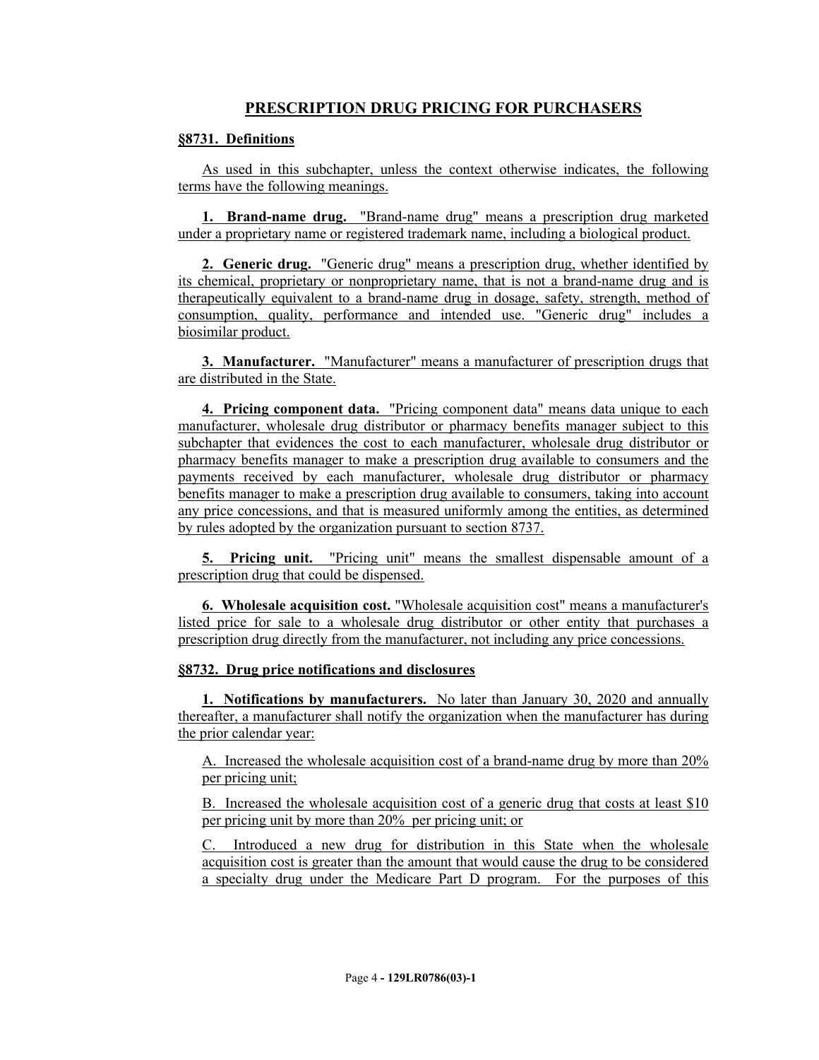## PRESCRIPTION DRUG PRICING FOR PURCHASERS

### §8731. Definitions

As used in this subchapter, unless the context otherwise indicates, the following terms have the following meanings.

**1. Brand-name drug.** "Brand-name drug" means a prescription drug marketed under a proprietary name or registered trademark name, including a biological product.

**2. Generic drug.** "Generic drug" means a prescription drug, whether identified by its chemical, proprietary or nonproprietary name, that is not a brand-name drug and is therapeutically equivalent to a brand-name drug in dosage, safety, strength, method of consumption, quality, performance and intended use. "Generic drug" includes a biosimilar product.

**3. Manufacturer.** "Manufacturer" means a manufacturer of prescription drugs that are distributed in the State.

**4. Pricing component data.** "Pricing component data" means data unique to each manufacturer, wholesale drug distributor or pharmacy benefits manager subject to this subchapter that evidences the cost to each manufacturer, wholesale drug distributor or pharmacy benefits manager to make a prescription drug available to consumers and the payments received by each manufacturer, wholesale drug distributor or pharmacy benefits manager to make a prescription drug available to consumers, taking into account any price concessions, and that is measured uniformly among the entities, as determined by rules adopted by the organization pursuant to section 8737.

**5. Pricing unit.** "Pricing unit" means the smallest dispensable amount of a prescription drug that could be dispensed.

**6. Wholesale acquisition cost.** "Wholesale acquisition cost" means a manufacturer's listed price for sale to a wholesale drug distributor or other entity that purchases a prescription drug directly from the manufacturer, not including any price concessions.

### §8732. Drug price notifications and disclosures

**1. Notifications by manufacturers.** No later than January 30, 2020 and annually thereafter, a manufacturer shall notify the organization when the manufacturer has during the prior calendar year:

A. Increased the wholesale acquisition cost of a brand-name drug by more than 20% per pricing unit;

B. Increased the wholesale acquisition cost of a generic drug that costs at least $10 per pricing unit by more than 20% per pricing unit; or

C. Introduced a new drug for distribution in this State when the wholesale acquisition cost is greater than the amount that would cause the drug to be considered a specialty drug under the Medicare Part D program. For the purposes of this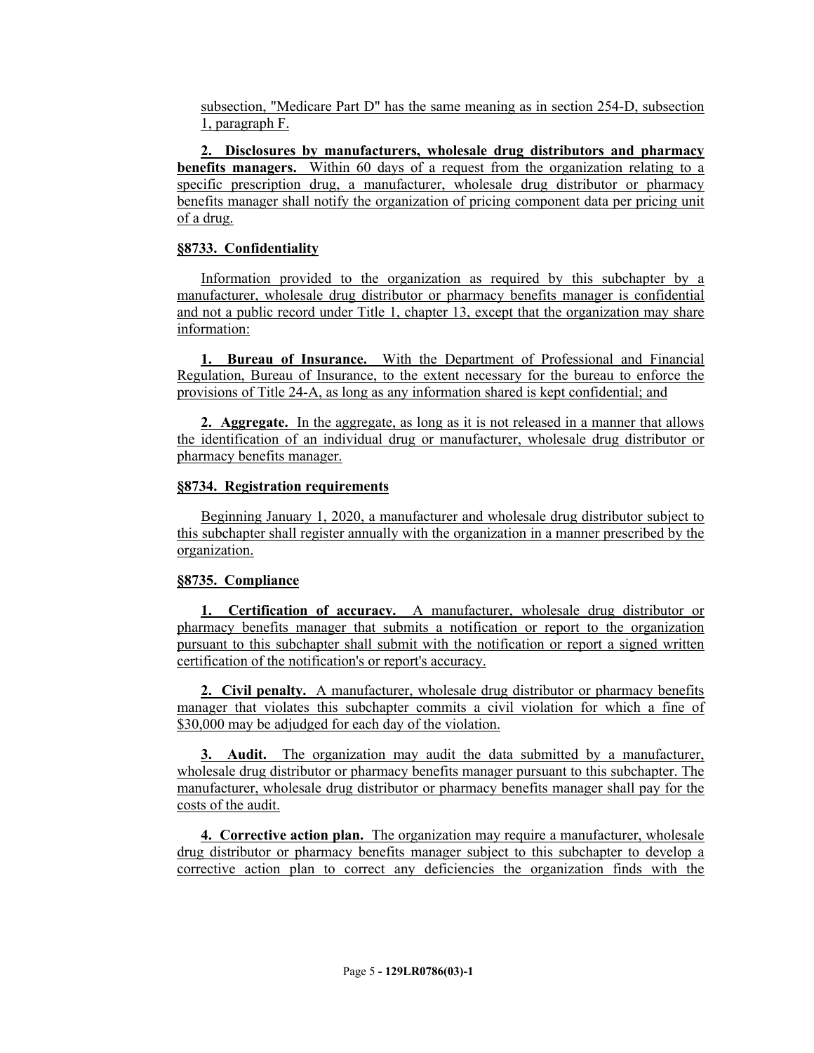subsection, "Medicare Part D" has the same meaning as in section 254-D, subsection 1, paragraph F.

**2. Disclosures by manufacturers, wholesale drug distributors and pharmacy benefits managers.** Within 60 days of a request from the organization relating to a specific prescription drug, a manufacturer, wholesale drug distributor or pharmacy benefits manager shall notify the organization of pricing component data per pricing unit of a drug.

**§8733. Confidentiality**

Information provided to the organization as required by this subchapter by a manufacturer, wholesale drug distributor or pharmacy benefits manager is confidential and not a public record under Title 1, chapter 13, except that the organization may share information:

**1. Bureau of Insurance.** With the Department of Professional and Financial Regulation, Bureau of Insurance, to the extent necessary for the bureau to enforce the provisions of Title 24-A, as long as any information shared is kept confidential; and

**2. Aggregate.** In the aggregate, as long as it is not released in a manner that allows the identification of an individual drug or manufacturer, wholesale drug distributor or pharmacy benefits manager.

**§8734. Registration requirements**

Beginning January 1, 2020, a manufacturer and wholesale drug distributor subject to this subchapter shall register annually with the organization in a manner prescribed by the organization.

**§8735. Compliance**

**1. Certification of accuracy.** A manufacturer, wholesale drug distributor or pharmacy benefits manager that submits a notification or report to the organization pursuant to this subchapter shall submit with the notification or report a signed written certification of the notification's or report's accuracy.

**2. Civil penalty.** A manufacturer, wholesale drug distributor or pharmacy benefits manager that violates this subchapter commits a civil violation for which a fine of $30,000 may be adjudged for each day of the violation.

**3. Audit.** The organization may audit the data submitted by a manufacturer, wholesale drug distributor or pharmacy benefits manager pursuant to this subchapter. The manufacturer, wholesale drug distributor or pharmacy benefits manager shall pay for the costs of the audit.

**4. Corrective action plan.** The organization may require a manufacturer, wholesale drug distributor or pharmacy benefits manager subject to this subchapter to develop a corrective action plan to correct any deficiencies the organization finds with the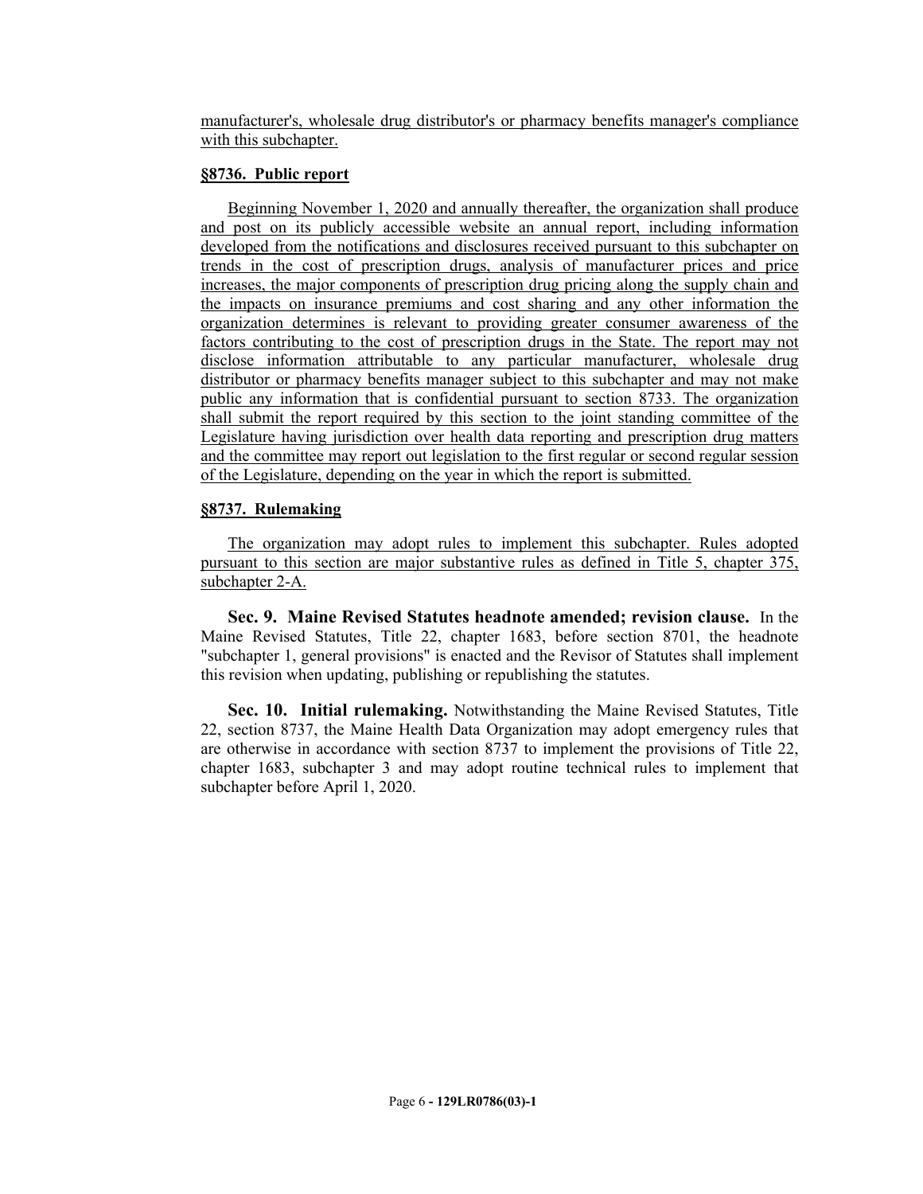manufacturer's, wholesale drug distributor's or pharmacy benefits manager's compliance with this subchapter.

**§8736. Public report**

Beginning November 1, 2020 and annually thereafter, the organization shall produce and post on its publicly accessible website an annual report, including information developed from the notifications and disclosures received pursuant to this subchapter on trends in the cost of prescription drugs, analysis of manufacturer prices and price increases, the major components of prescription drug pricing along the supply chain and the impacts on insurance premiums and cost sharing and any other information the organization determines is relevant to providing greater consumer awareness of the factors contributing to the cost of prescription drugs in the State. The report may not disclose information attributable to any particular manufacturer, wholesale drug distributor or pharmacy benefits manager subject to this subchapter and may not make public any information that is confidential pursuant to section 8733. The organization shall submit the report required by this section to the joint standing committee of the Legislature having jurisdiction over health data reporting and prescription drug matters and the committee may report out legislation to the first regular or second regular session of the Legislature, depending on the year in which the report is submitted.

**§8737. Rulemaking**

The organization may adopt rules to implement this subchapter. Rules adopted pursuant to this section are major substantive rules as defined in Title 5, chapter 375, subchapter 2-A.

**Sec. 9. Maine Revised Statutes headnote amended; revision clause.** In the Maine Revised Statutes, Title 22, chapter 1683, before section 8701, the headnote "subchapter 1, general provisions" is enacted and the Revisor of Statutes shall implement this revision when updating, publishing or republishing the statutes.

**Sec. 10. Initial rulemaking.** Notwithstanding the Maine Revised Statutes, Title 22, section 8737, the Maine Health Data Organization may adopt emergency rules that are otherwise in accordance with section 8737 to implement the provisions of Title 22, chapter 1683, subchapter 3 and may adopt routine technical rules to implement that subchapter before April 1, 2020.